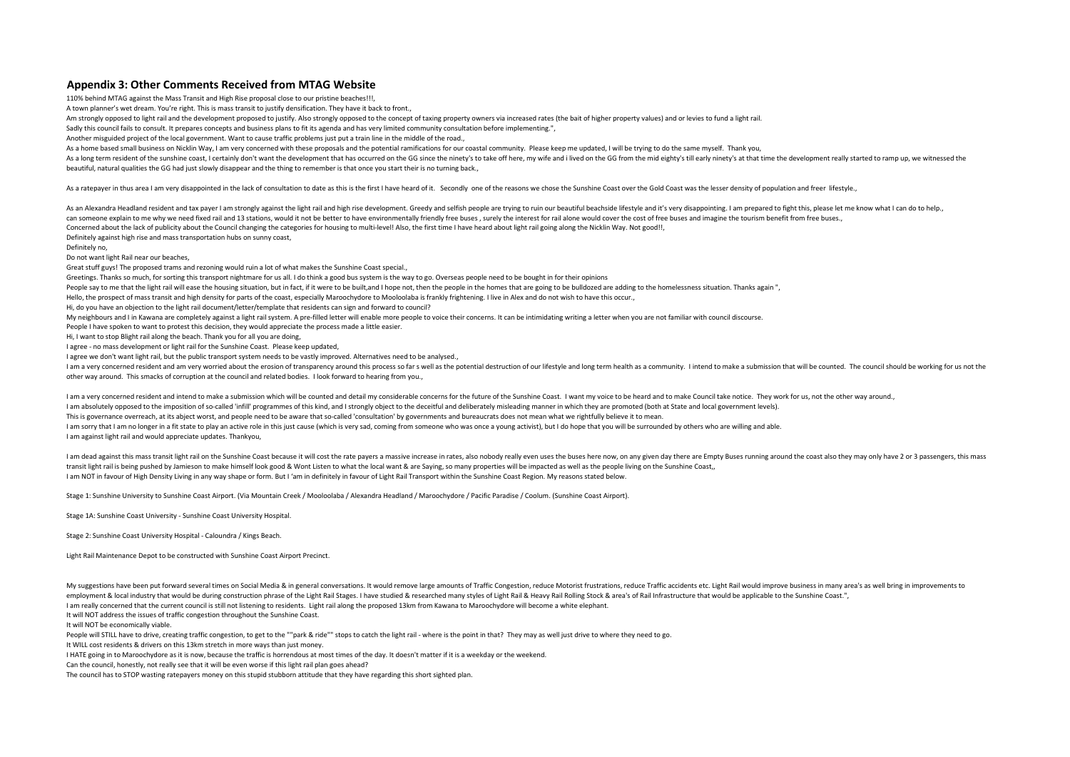## Appendix 3: Other Comments Received from MTAG Website

110% behind MTAG against the Mass Transit and High Rise proposal close to our pristine beaches!!!,

A town planner's wet dream. You're right. This is mass transit to justify densification. They have it back to front.,

Am strongly opposed to light rail and the development proposed to justify. Also strongly opposed to the concept of taxing property owners via increased rates (the bait of higher property values) and or levies to fund a light rail.

Sadly this council fails to consult. It prepares concepts and business plans to fit its agenda and has very limited community consultation before implementing.",

Another misguided project of the local government. Want to cause traffic problems just put a train line in the middle of the road.,

As a home based small business on Nicklin Way, I am very concerned with these proposals and the potential ramifications for our coastal community. Please keep me updated, I will be trying to do the same myself. Thank you,

As a long term resident of the sunshine coast, I certainly don't want the development that has occurred on the GG since the ninety's to take off here, my wife and i lived on the GG from the mid eighty's till early ninety's at that time the development really started to ramp up, we witnessed the beautiful, natural qualities the GG had just slowly disappear and the thing to remember is that once you start their is no turning back.,

As a ratepayer in thus area I am very disappointed in the lack of consultation to date as this is the first I have heard of it. Secondly one of the reasons we chose the Sunshine Coast over the Gold Coast was the lesser density of population and freer lifestyle.,

As an Alexandra Headland resident and tax payer I am strongly against the light rail and high rise development. Greedy and selfish people are trying to ruin our beautiful beachside lifestyle and it's very disappointing. I am prepared to fight this, please let me know what I can do to help.,

can someone explain to me why we need fixed rail and 13 stations, would it not be better to have environmentally friendly free buses , surely the interest for rail alone would cover the cost of free buses and imagine the tourism benefit from free buses.,

Concerned about the lack of publicity about the Council changing the categories for housing to multi-level! Also, the first time I have heard about light rail going along the Nicklin Way. Not good!!,

Definitely against high rise and mass transportation hubs on sunny coast,

Definitely no,

Do not want light Rail near our beaches,

Great stuff guys! The proposed trams and rezoning would ruin a lot of what makes the Sunshine Coast special.,

Greetings. Thanks so much, for sorting this transport nightmare for us all. I do think a good bus system is the way to go. Overseas people need to be bought in for their opinions

People say to me that the light rail will ease the housing situation, but in fact, if it were to be built,and I hope not, then the people in the homes that are going to be bulldozed are adding to the homelessness situation. Thanks again ",

Hello, the prospect of mass transit and high density for parts of the coast, especially Maroochydore to Mooloolaba is frankly frightening. I live in Alex and do not wish to have this occur.,

Hi, do you have an objection to the light rail document/letter/template that residents can sign and forward to council?

My neighbours and I in Kawana are completely against a light rail system. A pre-filled letter will enable more people to voice their concerns. It can be intimidating writing a letter when you are not familiar with council discourse.

People I have spoken to want to protest this decision, they would appreciate the process made a little easier.

Hi, I want to stop Blight rail along the beach. Thank you for all you are doing,

I agree - no mass development or light rail for the Sunshine Coast. Please keep updated,

I agree we don't want light rail, but the public transport system needs to be vastly improved. Alternatives need to be analysed.,

I am a very concerned resident and am very worried about the erosion of transparency around this process so far s well as the potential destruction of our lifestyle and long term health as a community. I intend to make a submission that will be counted. The council should be working for us not the other way around. This smacks of corruption at the council and related bodies. I look forward to hearing from you.,

I am a very concerned resident and intend to make a submission which will be counted and detail my considerable concerns for the future of the Sunshine Coast. I want my voice to be heard and to make Council take notice. They work for us, not the other way around.,

I am absolutely opposed to the imposition of so-called 'infill' programmes of this kind, and I strongly object to the deceitful and deliberately misleading manner in which they are promoted (both at State and local government levels).

This is governance overreach, at its abject worst, and people need to be aware that so-called 'consultation' by governments and bureaucrats does not mean what we rightfully believe it to mean.

I am sorry that I am no longer in a fit state to play an active role in this just cause (which is very sad, coming from someone who was once a young activist), but I do hope that you will be surrounded by others who are willing and able.

I am against light rail and would appreciate updates. Thankyou,

I am dead against this mass transit light rail on the Sunshine Coast because it will cost the rate payers a massive increase in rates, also nobody really even uses the buses here now, on any given day there are Empty Buses running around the coast also they may only have 2 or 3 passengers, this mass transit light rail is being pushed by Jamieson to make himself look good & Wont Listen to what the local want & are Saying, so many properties will be impacted as well as the people living on the Sunshine Coast,,

I am NOT in favour of High Density Living in any way shape or form. But I 'am in definitely in favour of Light Rail Transport within the Sunshine Coast Region. My reasons stated below.

Stage 1: Sunshine University to Sunshine Coast Airport. (Via Mountain Creek / Mooloolaba / Alexandra Headland / Maroochydore / Pacific Paradise / Coolum. (Sunshine Coast Airport).

Stage 1A: Sunshine Coast University - Sunshine Coast University Hospital.

Stage 2: Sunshine Coast University Hospital - Caloundra / Kings Beach.

Light Rail Maintenance Depot to be constructed with Sunshine Coast Airport Precinct.

My suggestions have been put forward several times on Social Media & in general conversations. It would remove large amounts of Traffic Congestion, reduce Motorist frustrations, reduce Traffic accidents etc. Light Rail would improve business in many area's as well bring in improvements to employment & local industry that would be during construction phrase of the Light Rail Stages. I have studied & researched many styles of Light Rail & Heavy Rail Rolling Stock & area's of Rail Infrastructure that would be applicable to the Sunshine Coast.",

I am really concerned that the current council is still not listening to residents. Light rail along the proposed 13km from Kawana to Maroochydore will become a white elephant.

It will NOT address the issues of traffic congestion throughout the Sunshine Coast.

It will NOT be economically viable.

People will STILL have to drive, creating traffic congestion, to get to the ""park & ride"" stops to catch the light rail - where is the point in that? They may as well just drive to where they need to go.

It WILL cost residents & drivers on this 13km stretch in more ways than just money.

I HATE going in to Maroochydore as it is now, because the traffic is horrendous at most times of the day. It doesn't matter if it is a weekday or the weekend.

Can the council, honestly, not really see that it will be even worse if this light rail plan goes ahead?

The council has to STOP wasting ratepayers money on this stupid stubborn attitude that they have regarding this short sighted plan.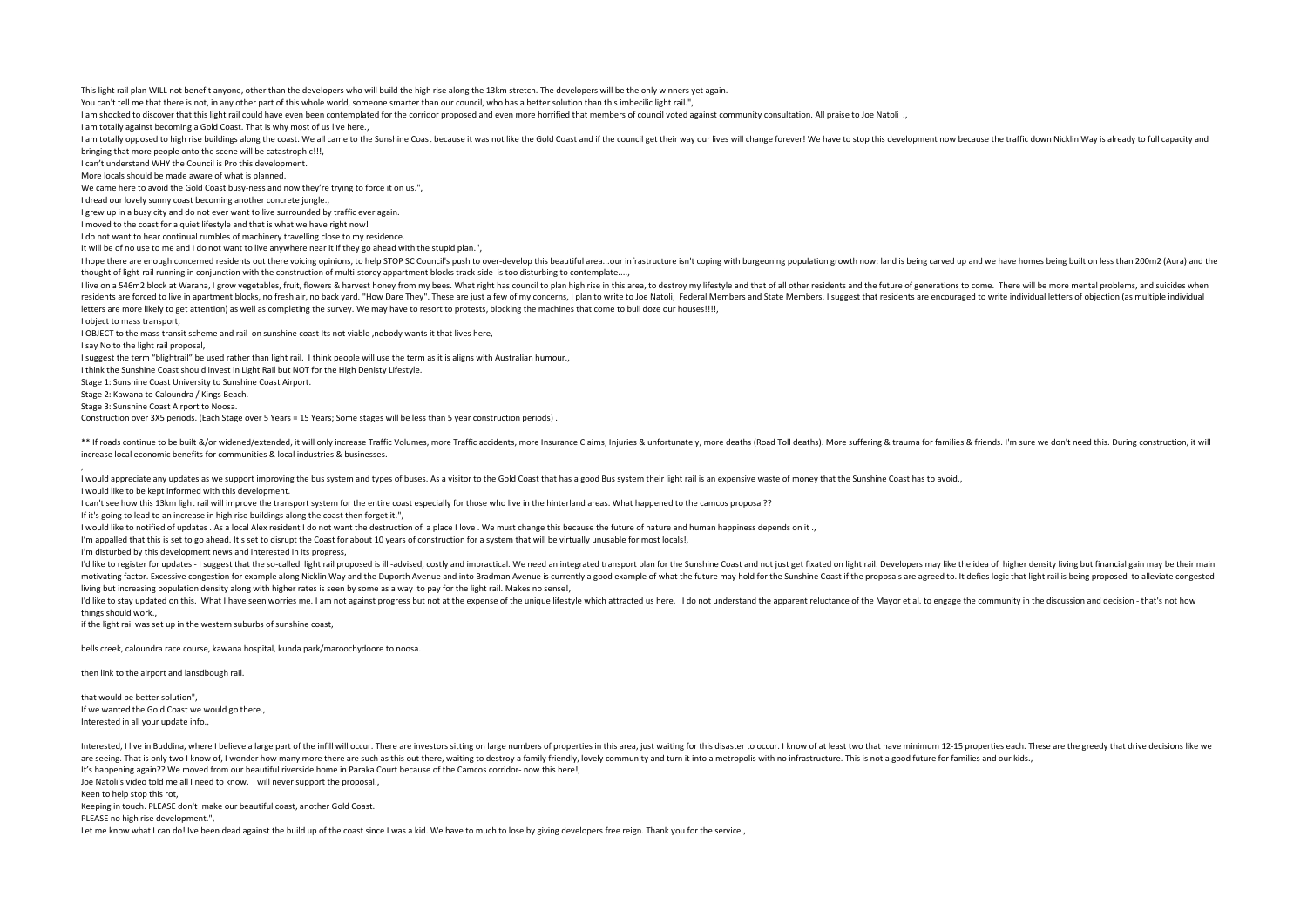This light rail plan WILL not benefit anyone, other than the developers who will build the high rise along the 13km stretch. The developers will be the only winners yet again.

You can't tell me that there is not, in any other part of this whole world, someone smarter than our council, who has a better solution than this imbecilic light rail.",

I am shocked to discover that this light rail could have even been contemplated for the corridor proposed and even more horrified that members of council voted against community consultation. All praise to Joe Natoli .,

I am totally against becoming a Gold Coast. That is why most of us live here.,

I am totally opposed to high rise buildings along the coast. We all came to the Sunshine Coast because it was not like the Gold Coast and if the council get their way our lives will change forever! We have to stop this development now because the traffic down Nicklin Way is already to full capacity and bringing that more people onto the scene will be catastrophic!!!,

I can't understand WHY the Council is Pro this development.

More locals should be made aware of what is planned.

We came here to avoid the Gold Coast busy-ness and now they're trying to force it on us.",

I dread our lovely sunny coast becoming another concrete jungle.,

I grew up in a busy city and do not ever want to live surrounded by traffic ever again.

I moved to the coast for a quiet lifestyle and that is what we have right now!

I do not want to hear continual rumbles of machinery travelling close to my residence.

It will be of no use to me and I do not want to live anywhere near it if they go ahead with the stupid plan.",

I hope there are enough concerned residents out there voicing opinions, to help STOP SC Council's push to over-develop this beautiful area...our infrastructure isn't coping with burgeoning population growth now: land is being carved up and we have homes being built on less than 200m2 (Aura) and the thought of light-rail running in conjunction with the construction of multi-storey appartment blocks track-side is too disturbing to contemplate....,

I live on a 546m2 block at Warana, I grow vegetables, fruit, flowers & harvest honey from my bees. What right has council to plan high rise in this area, to destroy my lifestyle and that of all other residents and the future of generations to come. There will be more mental problems, and suicides when residents are forced to live in apartment blocks, no fresh air, no back yard. "How Dare They". These are just a few of my concerns, I plan to write to Joe Natoli, Federal Members and State Members. I suggest that residents are encouraged to write individual letters of objection (as multiple individual letters are more likely to get attention) as well as completing the survey. We may have to resort to protests, blocking the machines that come to bull doze our houses!!!!,

I object to mass transport,

I OBJECT to the mass transit scheme and rail on sunshine coast Its not viable ,nobody wants it that lives here,

I say No to the light rail proposal,

I suggest the term "blightrail" be used rather than light rail. I think people will use the term as it is aligns with Australian humour.,

I think the Sunshine Coast should invest in Light Rail but NOT for the High Denisty Lifestyle.

Stage 1: Sunshine Coast University to Sunshine Coast Airport.

Stage 2: Kawana to Caloundra / Kings Beach.

Stage 3: Sunshine Coast Airport to Noosa.

Construction over 3X5 periods. (Each Stage over 5 Years = 15 Years; Some stages will be less than 5 year construction periods) .

** If roads continue to be built &/or widened/extended, it will only increase Traffic Volumes, more Traffic accidents, more Insurance Claims, Injuries & unfortunately, more deaths (Road Toll deaths). More suffering & trauma for families & friends. I'm sure we don't need this. During construction, it will increase local economic benefits for communities & local industries & businesses.

,

I would appreciate any updates as we support improving the bus system and types of buses. As a visitor to the Gold Coast that has a good Bus system their light rail is an expensive waste of money that the Sunshine Coast has to avoid.,

I would like to be kept informed with this development.

I can't see how this 13km light rail will improve the transport system for the entire coast especially for those who live in the hinterland areas. What happened to the camcos proposal??

If it's going to lead to an increase in high rise buildings along the coast then forget it.",

I would like to notified of updates . As a local Alex resident I do not want the destruction of a place I love . We must change this because the future of nature and human happiness depends on it .,

I'm appalled that this is set to go ahead. It's set to disrupt the Coast for about 10 years of construction for a system that will be virtually unusable for most locals!,

I'm disturbed by this development news and interested in its progress,

I'd like to register for updates - I suggest that the so-called light rail proposed is ill -advised, costly and impractical. We need an integrated transport plan for the Sunshine Coast and not just get fixated on light rail. Developers may like the idea of higher density living but financial gain may be their main motivating factor. Excessive congestion for example along Nicklin Way and the Duporth Avenue and into Bradman Avenue is currently a good example of what the future may hold for the Sunshine Coast if the proposals are agreed to. It defies logic that light rail is being proposed to alleviate congested living but increasing population density along with higher rates is seen by some as a way to pay for the light rail. Makes no sense!,

I'd like to stay updated on this. What I have seen worries me. I am not against progress but not at the expense of the unique lifestyle which attracted us here. I do not understand the apparent reluctance of the Mayor et al. to engage the community in the discussion and decision - that's not how things should work.,

if the light rail was set up in the western suburbs of sunshine coast,

bells creek, caloundra race course, kawana hospital, kunda park/maroochydoore to noosa.

then link to the airport and lansdbough rail.

that would be better solution",

If we wanted the Gold Coast we would go there.,

Interested in all your update info.,

Interested, I live in Buddina, where I believe a large part of the infill will occur. There are investors sitting on large numbers of properties in this area, just waiting for this disaster to occur. I know of at least two that have minimum 12-15 properties each. These are the greedy that drive decisions like we are seeing. That is only two I know of, I wonder how many more there are such as this out there, waiting to destroy a family friendly, lovely community and turn it into a metropolis with no infrastructure. This is not a good future for families and our kids.,

It's happening again?? We moved from our beautiful riverside home in Paraka Court because of the Camcos corridor- now this here!,

Joe Natoli's video told me all I need to know. i will never support the proposal.,

Keen to help stop this rot,

Keeping in touch. PLEASE don't make our beautiful coast, another Gold Coast.

PLEASE no high rise development.",

Let me know what I can do! Ive been dead against the build up of the coast since I was a kid. We have to much to lose by giving developers free reign. Thank you for the service.,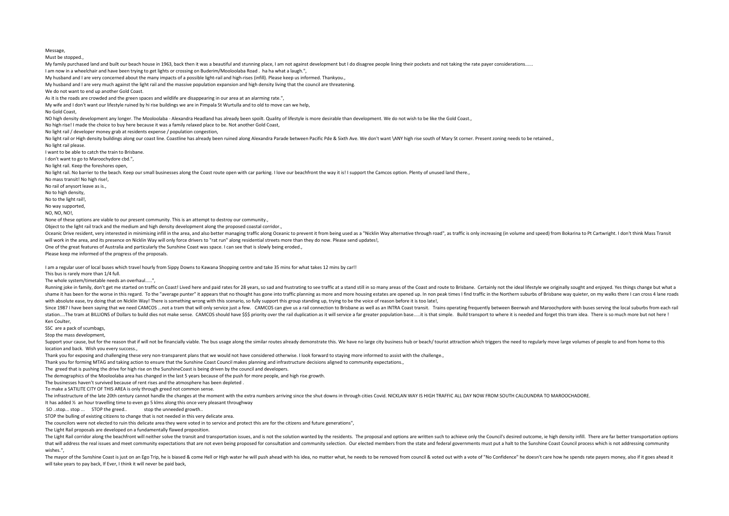Message,

Must be stopped.,

My family purchased land and built our beach house in 1963, back then it was a beautiful and stunning place, I am not against development but I do disagree people lining their pockets and not taking the rate payer considerations......

I am now in a wheelchair and have been trying to get lights or crossing on Buderim/Mooloolaba Road . ha ha what a laugh.",

My husband and I are very concerned about the many impacts of a possible light-rail and high-rises (infill). Please keep us informed. Thankyou.,

My husband and I are very much against the light rail and the massive population expansion and high density living that the council are threatening.

We do not want to end up another Gold Coast.

As it is the roads are crowded and the green spaces and wildlife are disappearing in our area at an alarming rate.",

My wife and I don't want our lifestyle ruined by hi rise buildings we are in Pimpala St Wurtulla and to old to move can we help,

No Gold Coast,

NO high density development any longer. The Mooloolaba - Alexandra Headland has already been spoilt. Quality of lifestyle is more desirable than development. We do not wish to be like the Gold Coast.,

No high rise! I made the choice to buy here because it was a family relaxed place to be. Not another Gold Coast,

No light rail / developer money grab at residents expense / population congestion,

No light rail or High density buildings along our coast line. Coastline has already been ruined along Alexandra Parade between Pacific Pde & Sixth Ave. We don't want \ANY high rise south of Mary St corner. Present zoning needs to be retained.,

No light rail please.

I want to be able to catch the train to Brisbane.

I don't want to go to Maroochydore cbd.",

No light rail. Keep the foreshores open,

No light rail. No barrier to the beach. Keep our small businesses along the Coast route open with car parking. I love our beachfront the way it is! I support the Camcos option. Plenty of unused land there.,

No mass transit! No high rise!,

No rail of anysort leave as is.,

No to high density,

No to the light rail!,

No way supported,

NO, NO, NO!,

None of these options are viable to our present community. This is an attempt to destroy our community.,

Object to the light rail track and the medium and high density development along the proposed coastal corridor.,

Oceanic Drive resident, very interested in minimising infill in the area, and also better managing traffic along Oceanic to prevent it from being used as a "Nicklin Way alternative through road", as traffic is only increasing (in volume and speed) from Bokarina to Pt Cartwright. I don't think Mass Transit will work in the area, and its presence on Nicklin Way will only force drivers to "rat run" along residential streets more than they do now. Please send updates!,

One of the great features of Australia and particularly the Sunshine Coast was space. I can see that is slowly being eroded.,

Please keep me informed of the progress of the proposals.

I am a regular user of local buses which travel hourly from Sippy Downs to Kawana Shopping centre and take 35 mins for what takes 12 mins by car!!

This bus is rarely more than 1/4 full.

The whole system/timetable needs an overhaul.....",

Running joke in family, don't get me started on traffic on Coast! Lived here and paid rates for 28 years, so sad and frustrating to see traffic at a stand still in so many areas of the Coast and route to Brisbane. Certainly not the ideal lifestyle we originally sought and enjoyed. Yes things change but what a shame it has been for the worse in this regard. To the "average punter" it appears that no thought has gone into traffic planning as more and more housing estates are opened up. In non peak times I find traffic in the Northern suburbs of Brisbane way quieter, on my walks there I can cross 4 lane roads with absolute ease, try doing that on Nicklin Way! There is something wrong with this scenario, so fully support this group standing up, trying to be the voice of reason before it is too late!,

Since 1987 I have been saying that we need CAMCOS ...not a tram that will only service just a few. CAMCOS can give us a rail connection to Brisbane as well as an INTRA Coast transit. Trains operating frequently between Beerwah and Maroochydore with buses serving the local suburbs from each rail station....The tram at BILLIONS of Dollars to build dies not make sense. CAMCOS should have $$$ priority over the rail duplication as it will service a far greater population base.....it is that simple. Build transport to where it is needed and forget this tram idea. There is so much more but not here ! Ken Coulter,

SSC are a pack of scumbags,

Stop the mass development,

Support your cause, but for the reason that if will not be financially viable. The bus usage along the similar routes already demonstrate this. We have no large city business hub or beach/ tourist attraction which triggers the need to regularly move large volumes of people to and from home to this location and back. Wish you every success.,

Thank you for exposing and challenging these very non-transparent plans that we would not have considered otherwise. I look forward to staying more informed to assist with the challenge.,

Thank you for forming MTAG and taking action to ensure that the Sunshine Coast Council makes planning and infrastructure decisions aligned to community expectations.,

The greed that is pushing the drive for high rise on the SunshineCoast is being driven by the council and developers.

The demographics of the Mooloolaba area has changed in the last 5 years because of the push for more people, and high rise growth.

The businesses haven't survived because of rent rises and the atmosphere has been depleted .

To make a SATILITE CITY OF THIS AREA is only through greed not common sense.

The infrastructure of the late 20th century cannot handle the changes at the moment with the extra numbers arriving since the shut downs in through cities Covid. NICKLAN WAY IS HIGH TRAFFIC ALL DAY NOW FROM SOUTH CALOUNDRA TO MAROOCHADORE.

It has added ½ an hour travelling time to even go 5 klms along this once very pleasant throughway

SO ..stop... stop ... STOP the greed.. stop the unneeded growth..

STOP the bulling of existing citizens to change that is not needed in this very delicate area.

The councilors were not elected to ruin this delicate area they were voted in to service and protect this are for the citizens and future generations",

The Light Rail proposals are developed on a fundamentally flawed proposition.

The Light Rail corridor along the beachfront will neither solve the transit and transportation issues, and is not the solution wanted by the residents. The proposal and options are written such to achieve only the Council's desired outcome, ie high density infill. There are far better transportation options that will address the real issues and meet community expectations that are not even being proposed for consultation and community selection. Our elected members from the state and federal governments must put a halt to the Sunshine Coast Council process which is not addressing community wishes.",

The mayor of the Sunshine Coast is just on an Ego Trip, he is biased & come Hell or High water he will push ahead with his idea, no matter what, he needs to be removed from council & voted out with a vote of "No Confidence" he doesn't care how he spends rate payers money, also if it goes ahead it will take years to pay back, If Ever, I think it will never be paid back,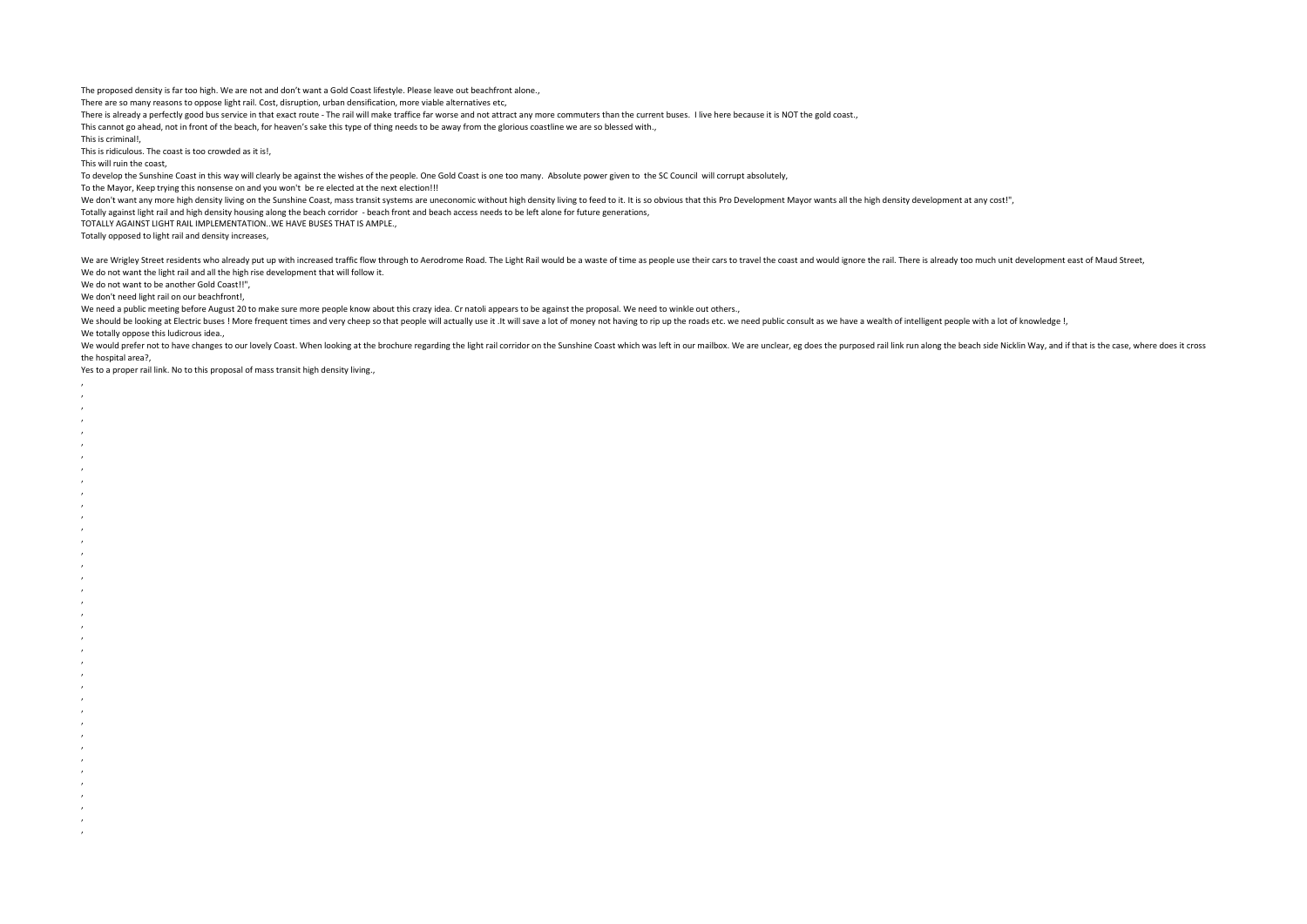The proposed density is far too high. We are not and don't want a Gold Coast lifestyle. Please leave out beachfront alone.,

There are so many reasons to oppose light rail. Cost, disruption, urban densification, more viable alternatives etc,

There is already a perfectly good bus service in that exact route - The rail will make traffice far worse and not attract any more commuters than the current buses. I live here because it is NOT the gold coast.,

This cannot go ahead, not in front of the beach, for heaven's sake this type of thing needs to be away from the glorious coastline we are so blessed with.,

This is criminal!,

This is ridiculous. The coast is too crowded as it is!,

This will ruin the coast,

To develop the Sunshine Coast in this way will clearly be against the wishes of the people. One Gold Coast is one too many. Absolute power given to the SC Council will corrupt absolutely,

To the Mayor, Keep trying this nonsense on and you won't be re elected at the next election!!!

We don't want any more high density living on the Sunshine Coast, mass transit systems are uneconomic without high density living to feed to it. It is so obvious that this Pro Development Mayor wants all the high density development at any cost!",

Totally against light rail and high density housing along the beach corridor - beach front and beach access needs to be left alone for future generations,

TOTALLY AGAINST LIGHT RAIL IMPLEMENTATION..WE HAVE BUSES THAT IS AMPLE.,

Totally opposed to light rail and density increases,

We are Wrigley Street residents who already put up with increased traffic flow through to Aerodrome Road. The Light Rail would be a waste of time as people use their cars to travel the coast and would ignore the rail. There is already too much unit development east of Maud Street,

We do not want the light rail and all the high rise development that will follow it.

We do not want to be another Gold Coast!!",

We don't need light rail on our beachfront!,

We need a public meeting before August 20 to make sure more people know about this crazy idea. Cr natoli appears to be against the proposal. We need to winkle out others.,

We should be looking at Electric buses ! More frequent times and very cheep so that people will actually use it .It will save a lot of money not having to rip up the roads etc. we need public consult as we have a wealth of intelligent people with a lot of knowledge !,

We totally oppose this ludicrous idea.,

We would prefer not to have changes to our lovely Coast. When looking at the brochure regarding the light rail corridor on the Sunshine Coast which was left in our mailbox. We are unclear, eg does the purposed rail link run along the beach side Nicklin Way, and if that is the case, where does it cross the hospital area?,

Yes to a proper rail link. No to this proposal of mass transit high density living.,

,
,
,
,
,
,
,
,
,
,
,
,
,
,
,
,
,
,
,
,
,
,
,
,
,
,
,
,
,
,
,
,
,
,
,
,
,
,